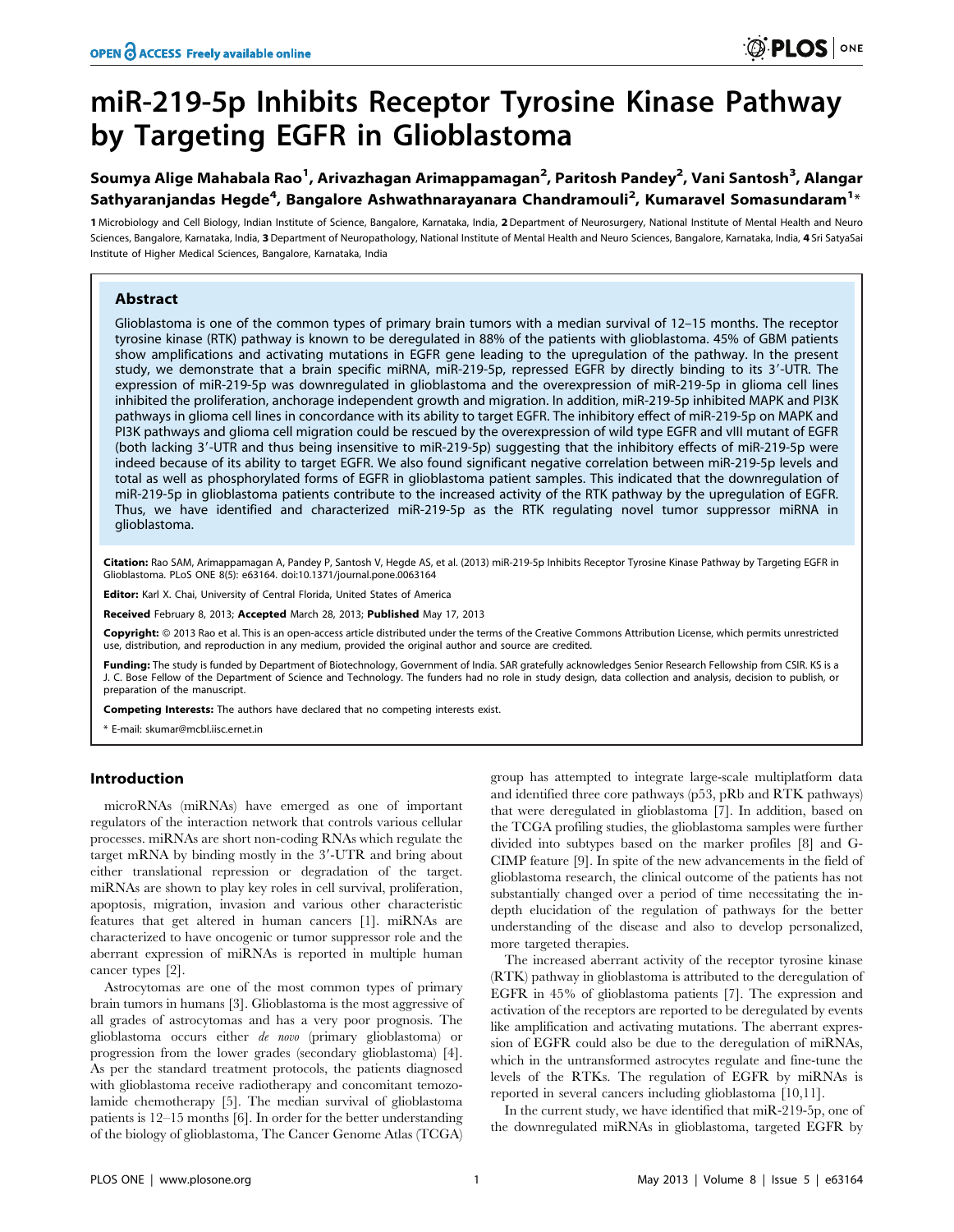# miR-219-5p Inhibits Receptor Tyrosine Kinase Pathway by Targeting EGFR in Glioblastoma

**Soumya Alige Mahabala Rao[1], Arivazhagan Arimappamagan[2], Paritosh Pandey[2], Vani Santosh[3], Alangar Sathyaranjandas Hegde[4], Bangalore Ashwathnarayanara Chandramouli[2], Kumaravel Somasundaram[1]***

**1** Microbiology and Cell Biology, Indian Institute of Science, Bangalore, Karnataka, India, **2** Department of Neurosurgery, National Institute of Mental Health and Neuro Sciences, Bangalore, Karnataka, India, **3** Department of Neuropathology, National Institute of Mental Health and Neuro Sciences, Bangalore, Karnataka, India, **4** Sri SatyaSai Institute of Higher Medical Sciences, Bangalore, Karnataka, India

## Abstract

Glioblastoma is one of the common types of primary brain tumors with a median survival of 12–15 months. The receptor tyrosine kinase (RTK) pathway is known to be deregulated in 88% of the patients with glioblastoma. 45% of GBM patients show amplifications and activating mutations in EGFR gene leading to the upregulation of the pathway. In the present study, we demonstrate that a brain specific miRNA, miR-219-5p, repressed EGFR by directly binding to its 3′-UTR. The expression of miR-219-5p was downregulated in glioblastoma and the overexpression of miR-219-5p in glioma cell lines inhibited the proliferation, anchorage independent growth and migration. In addition, miR-219-5p inhibited MAPK and PI3K pathways in glioma cell lines in concordance with its ability to target EGFR. The inhibitory effect of miR-219-5p on MAPK and PI3K pathways and glioma cell migration could be rescued by the overexpression of wild type EGFR and vIII mutant of EGFR (both lacking 3′-UTR and thus being insensitive to miR-219-5p) suggesting that the inhibitory effects of miR-219-5p were indeed because of its ability to target EGFR. We also found significant negative correlation between miR-219-5p levels and total as well as phosphorylated forms of EGFR in glioblastoma patient samples. This indicated that the downregulation of miR-219-5p in glioblastoma patients contribute to the increased activity of the RTK pathway by the upregulation of EGFR. Thus, we have identified and characterized miR-219-5p as the RTK regulating novel tumor suppressor miRNA in glioblastoma.

**Citation:** Rao SAM, Arimappamagan A, Pandey P, Santosh V, Hegde AS, et al. (2013) miR-219-5p Inhibits Receptor Tyrosine Kinase Pathway by Targeting EGFR in Glioblastoma. PLoS ONE 8(5): e63164. doi:10.1371/journal.pone.0063164

**Editor:** Karl X. Chai, University of Central Florida, United States of America

**Received** February 8, 2013; **Accepted** March 28, 2013; **Published** May 17, 2013

**Copyright:** © 2013 Rao et al. This is an open-access article distributed under the terms of the Creative Commons Attribution License, which permits unrestricted use, distribution, and reproduction in any medium, provided the original author and source are credited.

**Funding:** The study is funded by Department of Biotechnology, Government of India. SAR gratefully acknowledges Senior Research Fellowship from CSIR. KS is a J. C. Bose Fellow of the Department of Science and Technology. The funders had no role in study design, data collection and analysis, decision to publish, or preparation of the manuscript.

**Competing Interests:** The authors have declared that no competing interests exist.

\* E-mail: skumar@mcbl.iisc.ernet.in

## Introduction

microRNAs (miRNAs) have emerged as one of important regulators of the interaction network that controls various cellular processes. miRNAs are short non-coding RNAs which regulate the target mRNA by binding mostly in the 3′-UTR and bring about either translational repression or degradation of the target. miRNAs are shown to play key roles in cell survival, proliferation, apoptosis, migration, invasion and various other characteristic features that get altered in human cancers [1]. miRNAs are characterized to have oncogenic or tumor suppressor role and the aberrant expression of miRNAs is reported in multiple human cancer types [2].

Astrocytomas are one of the most common types of primary brain tumors in humans [3]. Glioblastoma is the most aggressive of all grades of astrocytomas and has a very poor prognosis. The glioblastoma occurs either *de novo* (primary glioblastoma) or progression from the lower grades (secondary glioblastoma) [4]. As per the standard treatment protocols, the patients diagnosed with glioblastoma receive radiotherapy and concomitant temozolamide chemotherapy [5]. The median survival of glioblastoma patients is 12–15 months [6]. In order for the better understanding of the biology of glioblastoma, The Cancer Genome Atlas (TCGA) group has attempted to integrate large-scale multiplatform data and identified three core pathways (p53, pRb and RTK pathways) that were deregulated in glioblastoma [7]. In addition, based on the TCGA profiling studies, the glioblastoma samples were further divided into subtypes based on the marker profiles [8] and G-CIMP feature [9]. In spite of the new advancements in the field of glioblastoma research, the clinical outcome of the patients has not substantially changed over a period of time necessitating the in-depth elucidation of the regulation of pathways for the better understanding of the disease and also to develop personalized, more targeted therapies.

The increased aberrant activity of the receptor tyrosine kinase (RTK) pathway in glioblastoma is attributed to the deregulation of EGFR in 45% of glioblastoma patients [7]. The expression and activation of the receptors are reported to be deregulated by events like amplification and activating mutations. The aberrant expression of EGFR could also be due to the deregulation of miRNAs, which in the untransformed astrocytes regulate and fine-tune the levels of the RTKs. The regulation of EGFR by miRNAs is reported in several cancers including glioblastoma [10,11].

In the current study, we have identified that miR-219-5p, one of the downregulated miRNAs in glioblastoma, targeted EGFR by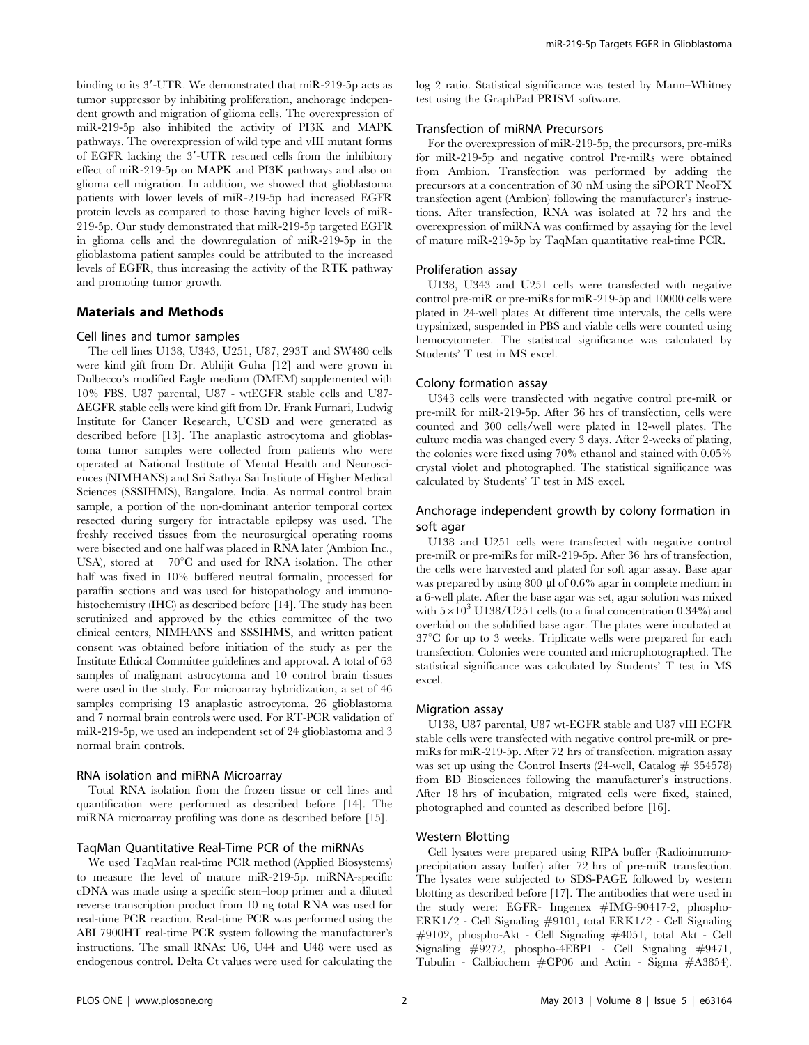binding to its 3′-UTR. We demonstrated that miR-219-5p acts as tumor suppressor by inhibiting proliferation, anchorage independent growth and migration of glioma cells. The overexpression of miR-219-5p also inhibited the activity of PI3K and MAPK pathways. The overexpression of wild type and vIII mutant forms of EGFR lacking the 3′-UTR rescued cells from the inhibitory effect of miR-219-5p on MAPK and PI3K pathways and also on glioma cell migration. In addition, we showed that glioblastoma patients with lower levels of miR-219-5p had increased EGFR protein levels as compared to those having higher levels of miR-219-5p. Our study demonstrated that miR-219-5p targeted EGFR in glioma cells and the downregulation of miR-219-5p in the glioblastoma patient samples could be attributed to the increased levels of EGFR, thus increasing the activity of the RTK pathway and promoting tumor growth.

## Materials and Methods

### Cell lines and tumor samples

The cell lines U138, U343, U251, U87, 293T and SW480 cells were kind gift from Dr. Abhijit Guha [12] and were grown in Dulbecco's modified Eagle medium (DMEM) supplemented with 10% FBS. U87 parental, U87 - wtEGFR stable cells and U87-ΔEGFR stable cells were kind gift from Dr. Frank Furnari, Ludwig Institute for Cancer Research, UCSD and were generated as described before [13]. The anaplastic astrocytoma and glioblastoma tumor samples were collected from patients who were operated at National Institute of Mental Health and Neurosciences (NIMHANS) and Sri Sathya Sai Institute of Higher Medical Sciences (SSSIHMS), Bangalore, India. As normal control brain sample, a portion of the non-dominant anterior temporal cortex resected during surgery for intractable epilepsy was used. The freshly received tissues from the neurosurgical operating rooms were bisected and one half was placed in RNA later (Ambion Inc., USA), stored at −70°C and used for RNA isolation. The other half was fixed in 10% buffered neutral formalin, processed for paraffin sections and was used for histopathology and immunohistochemistry (IHC) as described before [14]. The study has been scrutinized and approved by the ethics committee of the two clinical centers, NIMHANS and SSSIHMS, and written patient consent was obtained before initiation of the study as per the Institute Ethical Committee guidelines and approval. A total of 63 samples of malignant astrocytoma and 10 control brain tissues were used in the study. For microarray hybridization, a set of 46 samples comprising 13 anaplastic astrocytoma, 26 glioblastoma and 7 normal brain controls were used. For RT-PCR validation of miR-219-5p, we used an independent set of 24 glioblastoma and 3 normal brain controls.

### RNA isolation and miRNA Microarray

Total RNA isolation from the frozen tissue or cell lines and quantification were performed as described before [14]. The miRNA microarray profiling was done as described before [15].

### TaqMan Quantitative Real-Time PCR of the miRNAs

We used TaqMan real-time PCR method (Applied Biosystems) to measure the level of mature miR-219-5p. miRNA-specific cDNA was made using a specific stem–loop primer and a diluted reverse transcription product from 10 ng total RNA was used for real-time PCR reaction. Real-time PCR was performed using the ABI 7900HT real-time PCR system following the manufacturer's instructions. The small RNAs: U6, U44 and U48 were used as endogenous control. Delta Ct values were used for calculating the log 2 ratio. Statistical significance was tested by Mann–Whitney test using the GraphPad PRISM software.

### Transfection of miRNA Precursors

For the overexpression of miR-219-5p, the precursors, pre-miRs for miR-219-5p and negative control Pre-miRs were obtained from Ambion. Transfection was performed by adding the precursors at a concentration of 30 nM using the siPORT NeoFX transfection agent (Ambion) following the manufacturer's instructions. After transfection, RNA was isolated at 72 hrs and the overexpression of miRNA was confirmed by assaying for the level of mature miR-219-5p by TaqMan quantitative real-time PCR.

### Proliferation assay

U138, U343 and U251 cells were transfected with negative control pre-miR or pre-miRs for miR-219-5p and 10000 cells were plated in 24-well plates At different time intervals, the cells were trypsinized, suspended in PBS and viable cells were counted using hemocytometer. The statistical significance was calculated by Students' T test in MS excel.

### Colony formation assay

U343 cells were transfected with negative control pre-miR or pre-miR for miR-219-5p. After 36 hrs of transfection, cells were counted and 300 cells/well were plated in 12-well plates. The culture media was changed every 3 days. After 2-weeks of plating, the colonies were fixed using 70% ethanol and stained with 0.05% crystal violet and photographed. The statistical significance was calculated by Students' T test in MS excel.

### Anchorage independent growth by colony formation in soft agar

U138 and U251 cells were transfected with negative control pre-miR or pre-miRs for miR-219-5p. After 36 hrs of transfection, the cells were harvested and plated for soft agar assay. Base agar was prepared by using 800 µl of 0.6% agar in complete medium in a 6-well plate. After the base agar was set, agar solution was mixed with $5\times10^3$ U138/U251 cells (to a final concentration 0.34%) and overlaid on the solidified base agar. The plates were incubated at 37°C for up to 3 weeks. Triplicate wells were prepared for each transfection. Colonies were counted and microphotographed. The statistical significance was calculated by Students' T test in MS excel.

### Migration assay

U138, U87 parental, U87 wt-EGFR stable and U87 vIII EGFR stable cells were transfected with negative control pre-miR or pre-miRs for miR-219-5p. After 72 hrs of transfection, migration assay was set up using the Control Inserts (24-well, Catalog # 354578) from BD Biosciences following the manufacturer's instructions. After 18 hrs of incubation, migrated cells were fixed, stained, photographed and counted as described before [16].

### Western Blotting

Cell lysates were prepared using RIPA buffer (Radioimmunoprecipitation assay buffer) after 72 hrs of pre-miR transfection. The lysates were subjected to SDS-PAGE followed by western blotting as described before [17]. The antibodies that were used in the study were: EGFR- Imgenex #IMG-90417-2, phospho-ERK1/2 - Cell Signaling #9101, total ERK1/2 - Cell Signaling #9102, phospho-Akt - Cell Signaling #4051, total Akt - Cell Signaling #9272, phospho-4EBP1 - Cell Signaling #9471, Tubulin - Calbiochem #CP06 and Actin - Sigma #A3854).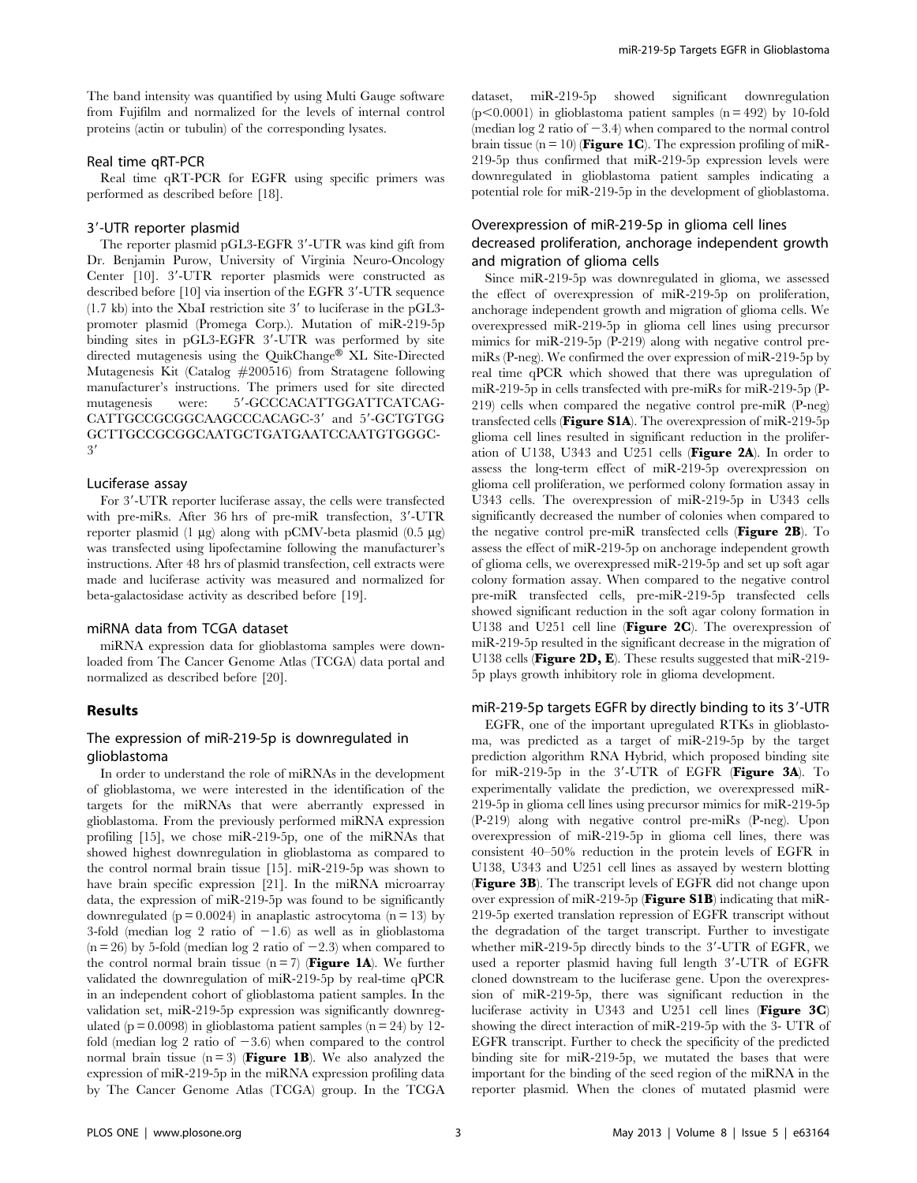The band intensity was quantified by using Multi Gauge software from Fujifilm and normalized for the levels of internal control proteins (actin or tubulin) of the corresponding lysates.

### Real time qRT-PCR

Real time qRT-PCR for EGFR using specific primers was performed as described before [18].

### 3′-UTR reporter plasmid

The reporter plasmid pGL3-EGFR 3′-UTR was kind gift from Dr. Benjamin Purow, University of Virginia Neuro-Oncology Center [10]. 3′-UTR reporter plasmids were constructed as described before [10] via insertion of the EGFR 3′-UTR sequence (1.7 kb) into the XbaI restriction site 3′ to luciferase in the pGL3-promoter plasmid (Promega Corp.). Mutation of miR-219-5p binding sites in pGL3-EGFR 3′-UTR was performed by site directed mutagenesis using the QuikChange® XL Site-Directed Mutagenesis Kit (Catalog #200516) from Stratagene following manufacturer's instructions. The primers used for site directed mutagenesis were: 5′-GCCCACATTGGATTCATCAG-CATTGCCGCGGCAAGCCCACAGC-3′ and 5′-GCTGTGG GCTTGCCGCGGCAATGCTGATGAATCCAATGTGGGC-3′

### Luciferase assay

For 3′-UTR reporter luciferase assay, the cells were transfected with pre-miRs. After 36 hrs of pre-miR transfection, 3′-UTR reporter plasmid (1 µg) along with pCMV-beta plasmid (0.5 µg) was transfected using lipofectamine following the manufacturer's instructions. After 48 hrs of plasmid transfection, cell extracts were made and luciferase activity was measured and normalized for beta-galactosidase activity as described before [19].

### miRNA data from TCGA dataset

miRNA expression data for glioblastoma samples were downloaded from The Cancer Genome Atlas (TCGA) data portal and normalized as described before [20].

## Results

### The expression of miR-219-5p is downregulated in glioblastoma

In order to understand the role of miRNAs in the development of glioblastoma, we were interested in the identification of the targets for the miRNAs that were aberrantly expressed in glioblastoma. From the previously performed miRNA expression profiling [15], we chose miR-219-5p, one of the miRNAs that showed highest downregulation in glioblastoma as compared to the control normal brain tissue [15]. miR-219-5p was shown to have brain specific expression [21]. In the miRNA microarray data, the expression of miR-219-5p was found to be significantly downregulated ($p = 0.0024$) in anaplastic astrocytoma ($n = 13$) by 3-fold (median log 2 ratio of $-1.6$) as well as in glioblastoma ($n = 26$) by 5-fold (median log 2 ratio of $-2.3$) when compared to the control normal brain tissue ($n = 7$) (**Figure 1A**). We further validated the downregulation of miR-219-5p by real-time qPCR in an independent cohort of glioblastoma patient samples. In the validation set, miR-219-5p expression was significantly downregulated ($p = 0.0098$) in glioblastoma patient samples ($n = 24$) by 12-fold (median log 2 ratio of $-3.6$) when compared to the control normal brain tissue ($n = 3$) (**Figure 1B**). We also analyzed the expression of miR-219-5p in the miRNA expression profiling data by The Cancer Genome Atlas (TCGA) group. In the TCGA dataset, miR-219-5p showed significant downregulation ($p < 0.0001$) in glioblastoma patient samples ($n = 492$) by 10-fold (median log 2 ratio of $-3.4$) when compared to the normal control brain tissue ($n = 10$) (**Figure 1C**). The expression profiling of miR-219-5p thus confirmed that miR-219-5p expression levels were downregulated in glioblastoma patient samples indicating a potential role for miR-219-5p in the development of glioblastoma.

### Overexpression of miR-219-5p in glioma cell lines decreased proliferation, anchorage independent growth and migration of glioma cells

Since miR-219-5p was downregulated in glioma, we assessed the effect of overexpression of miR-219-5p on proliferation, anchorage independent growth and migration of glioma cells. We overexpressed miR-219-5p in glioma cell lines using precursor mimics for miR-219-5p (P-219) along with negative control pre-miRs (P-neg). We confirmed the over expression of miR-219-5p by real time qPCR which showed that there was upregulation of miR-219-5p in cells transfected with pre-miRs for miR-219-5p (P-219) cells when compared the negative control pre-miR (P-neg) transfected cells (**Figure S1A**). The overexpression of miR-219-5p glioma cell lines resulted in significant reduction in the proliferation of U138, U343 and U251 cells (**Figure 2A**). In order to assess the long-term effect of miR-219-5p overexpression on glioma cell proliferation, we performed colony formation assay in U343 cells. The overexpression of miR-219-5p in U343 cells significantly decreased the number of colonies when compared to the negative control pre-miR transfected cells (**Figure 2B**). To assess the effect of miR-219-5p on anchorage independent growth of glioma cells, we overexpressed miR-219-5p and set up soft agar colony formation assay. When compared to the negative control pre-miR transfected cells, pre-miR-219-5p transfected cells showed significant reduction in the soft agar colony formation in U138 and U251 cell line (**Figure 2C**). The overexpression of miR-219-5p resulted in the significant decrease in the migration of U138 cells (**Figure 2D, E**). These results suggested that miR-219-5p plays growth inhibitory role in glioma development.

### miR-219-5p targets EGFR by directly binding to its 3′-UTR

EGFR, one of the important upregulated RTKs in glioblastoma, was predicted as a target of miR-219-5p by the target prediction algorithm RNA Hybrid, which proposed binding site for miR-219-5p in the 3′-UTR of EGFR (**Figure 3A**). To experimentally validate the prediction, we overexpressed miR-219-5p in glioma cell lines using precursor mimics for miR-219-5p (P-219) along with negative control pre-miRs (P-neg). Upon overexpression of miR-219-5p in glioma cell lines, there was consistent 40–50% reduction in the protein levels of EGFR in U138, U343 and U251 cell lines as assayed by western blotting (**Figure 3B**). The transcript levels of EGFR did not change upon over expression of miR-219-5p (**Figure S1B**) indicating that miR-219-5p exerted translation repression of EGFR transcript without the degradation of the target transcript. Further to investigate whether miR-219-5p directly binds to the 3′-UTR of EGFR, we used a reporter plasmid having full length 3′-UTR of EGFR cloned downstream to the luciferase gene. Upon the overexpression of miR-219-5p, there was significant reduction in the luciferase activity in U343 and U251 cell lines (**Figure 3C**) showing the direct interaction of miR-219-5p with the 3- UTR of EGFR transcript. Further to check the specificity of the predicted binding site for miR-219-5p, we mutated the bases that were important for the binding of the seed region of the miRNA in the reporter plasmid. When the clones of mutated plasmid were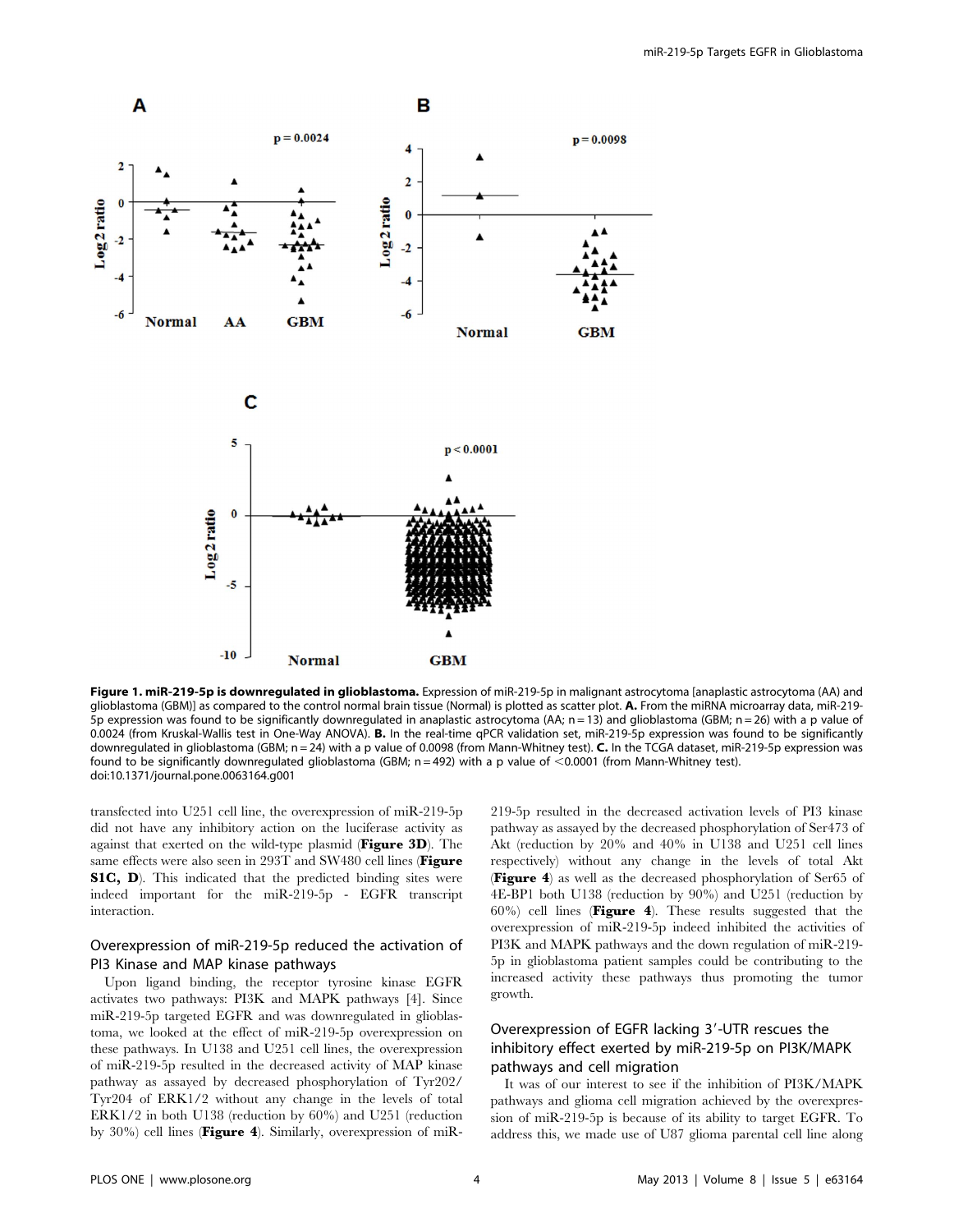**Figure 1. miR-219-5p is downregulated in glioblastoma.** Expression of miR-219-5p in malignant astrocytoma [anaplastic astrocytoma (AA) and glioblastoma (GBM)] as compared to the control normal brain tissue (Normal) is plotted as scatter plot. **A.** From the miRNA microarray data, miR-219-5p expression was found to be significantly downregulated in anaplastic astrocytoma (AA; n = 13) and glioblastoma (GBM; n = 26) with a p value of 0.0024 (from Kruskal-Wallis test in One-Way ANOVA). **B.** In the real-time qPCR validation set, miR-219-5p expression was found to be significantly downregulated in glioblastoma (GBM; n = 24) with a p value of 0.0098 (from Mann-Whitney test). **C.** In the TCGA dataset, miR-219-5p expression was found to be significantly downregulated glioblastoma (GBM; n = 492) with a p value of <0.0001 (from Mann-Whitney test).
doi:10.1371/journal.pone.0063164.g001

transfected into U251 cell line, the overexpression of miR-219-5p did not have any inhibitory action on the luciferase activity as against that exerted on the wild-type plasmid (**Figure 3D**). The same effects were also seen in 293T and SW480 cell lines (**Figure S1C, D**). This indicated that the predicted binding sites were indeed important for the miR-219-5p - EGFR transcript interaction.

## Overexpression of miR-219-5p reduced the activation of PI3 Kinase and MAP kinase pathways

Upon ligand binding, the receptor tyrosine kinase EGFR activates two pathways: PI3K and MAPK pathways [4]. Since miR-219-5p targeted EGFR and was downregulated in glioblastoma, we looked at the effect of miR-219-5p overexpression on these pathways. In U138 and U251 cell lines, the overexpression of miR-219-5p resulted in the decreased activity of MAP kinase pathway as assayed by decreased phosphorylation of Tyr202/Tyr204 of ERK1/2 without any change in the levels of total ERK1/2 in both U138 (reduction by 60%) and U251 (reduction by 30%) cell lines (**Figure 4**). Similarly, overexpression of miR-219-5p resulted in the decreased activation levels of PI3 kinase pathway as assayed by the decreased phosphorylation of Ser473 of Akt (reduction by 20% and 40% in U138 and U251 cell lines respectively) without any change in the levels of total Akt (**Figure 4**) as well as the decreased phosphorylation of Ser65 of 4E-BP1 both U138 (reduction by 90%) and U251 (reduction by 60%) cell lines (**Figure 4**). These results suggested that the overexpression of miR-219-5p indeed inhibited the activities of PI3K and MAPK pathways and the down regulation of miR-219-5p in glioblastoma patient samples could be contributing to the increased activity these pathways thus promoting the tumor growth.

## Overexpression of EGFR lacking 3′-UTR rescues the inhibitory effect exerted by miR-219-5p on PI3K/MAPK pathways and cell migration

It was of our interest to see if the inhibition of PI3K/MAPK pathways and glioma cell migration achieved by the overexpression of miR-219-5p is because of its ability to target EGFR. To address this, we made use of U87 glioma parental cell line along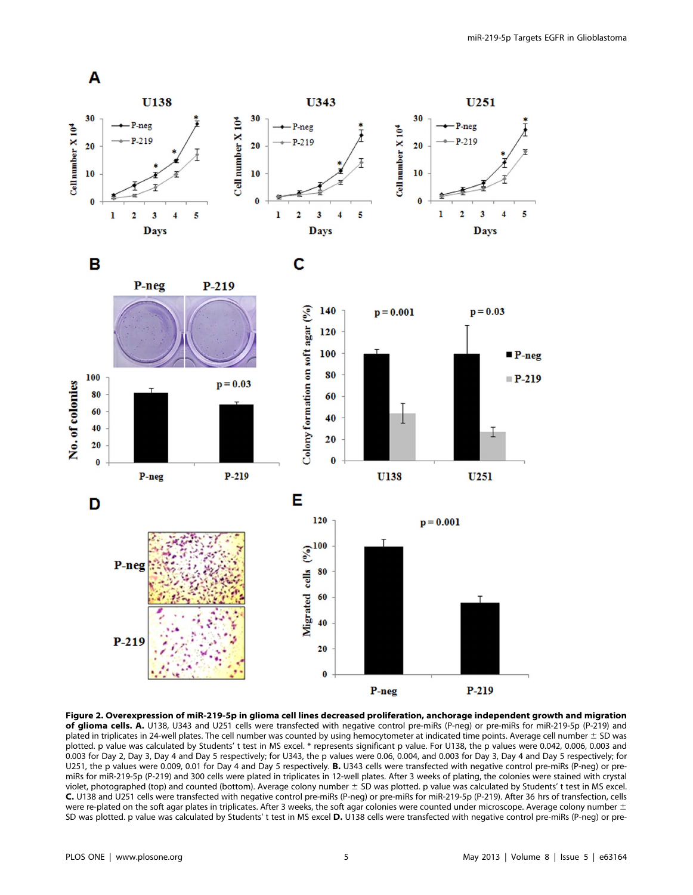**Figure 2. Overexpression of miR-219-5p in glioma cell lines decreased proliferation, anchorage independent growth and migration of glioma cells. A.** U138, U343 and U251 cells were transfected with negative control pre-miRs (P-neg) or pre-miRs for miR-219-5p (P-219) and plated in triplicates in 24-well plates. The cell number was counted by using hemocytometer at indicated time points. Average cell number ± SD was plotted. p value was calculated by Students' t test in MS excel. * represents significant p value. For U138, the p values were 0.042, 0.006, 0.003 and 0.003 for Day 2, Day 3, Day 4 and Day 5 respectively; for U343, the p values were 0.06, 0.004, and 0.003 for Day 3, Day 4 and Day 5 respectively; for U251, the p values were 0.009, 0.01 for Day 4 and Day 5 respectively. **B.** U343 cells were transfected with negative control pre-miRs (P-neg) or pre-miRs for miR-219-5p (P-219) and 300 cells were plated in triplicates in 12-well plates. After 3 weeks of plating, the colonies were stained with crystal violet, photographed (top) and counted (bottom). Average colony number ± SD was plotted. p value was calculated by Students' t test in MS excel. **C.** U138 and U251 cells were transfected with negative control pre-miRs (P-neg) or pre-miRs for miR-219-5p (P-219). After 36 hrs of transfection, cells were re-plated on the soft agar plates in triplicates. After 3 weeks, the soft agar colonies were counted under microscope. Average colony number ± SD was plotted. p value was calculated by Students' t test in MS excel **D.** U138 cells were transfected with negative control pre-miRs (P-neg) or pre-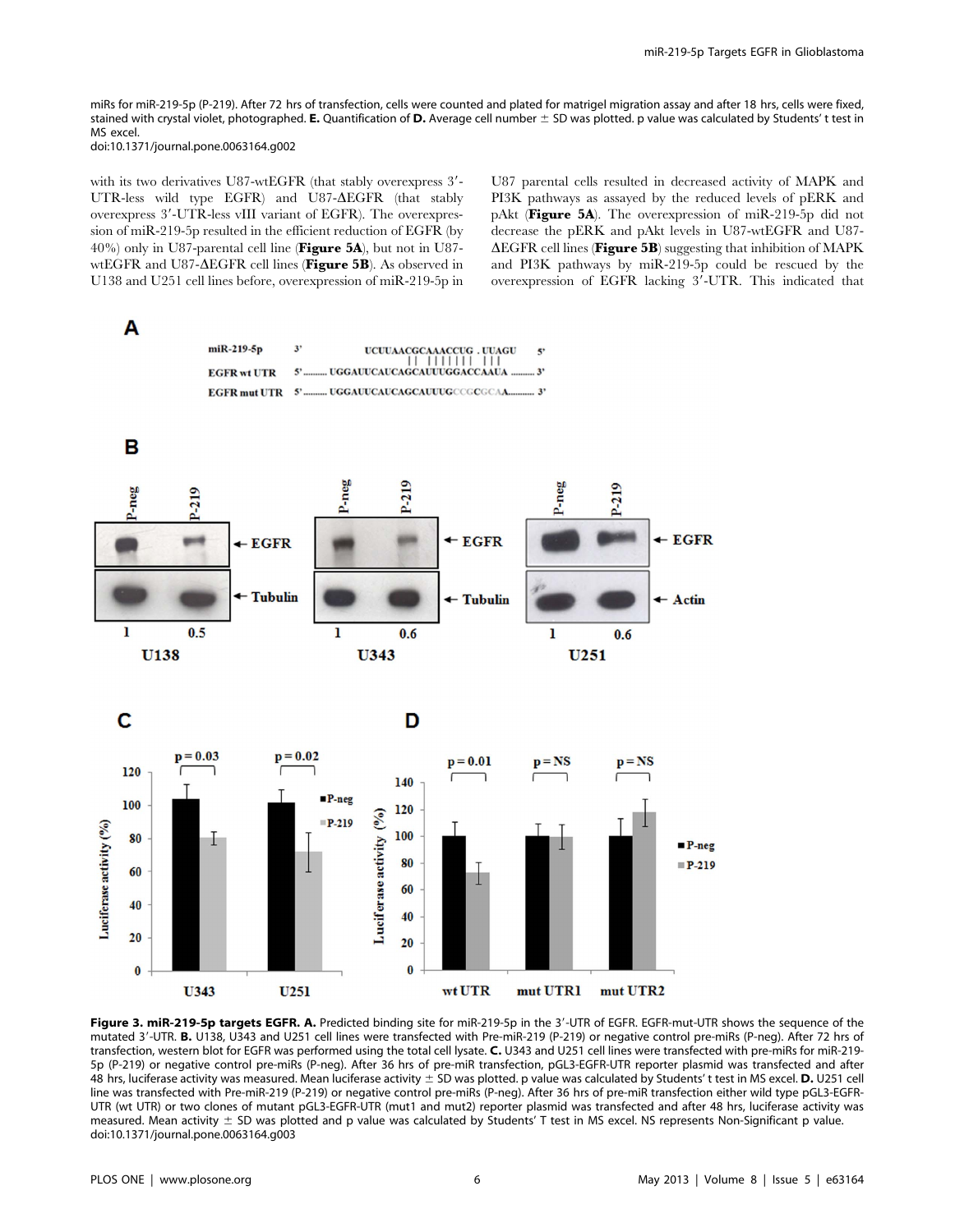miRs for miR-219-5p (P-219). After 72 hrs of transfection, cells were counted and plated for matrigel migration assay and after 18 hrs, cells were fixed, stained with crystal violet, photographed. **E.** Quantification of **D.** Average cell number ± SD was plotted. p value was calculated by Students' t test in MS excel.
doi:10.1371/journal.pone.0063164.g002

with its two derivatives U87-wtEGFR (that stably overexpress 3′-UTR-less wild type EGFR) and U87-ΔEGFR (that stably overexpress 3′-UTR-less vIII variant of EGFR). The overexpression of miR-219-5p resulted in the efficient reduction of EGFR (by 40%) only in U87-parental cell line (**Figure 5A**), but not in U87-wtEGFR and U87-ΔEGFR cell lines (**Figure 5B**). As observed in U138 and U251 cell lines before, overexpression of miR-219-5p in U87 parental cells resulted in decreased activity of MAPK and PI3K pathways as assayed by the reduced levels of pERK and pAkt (**Figure 5A**). The overexpression of miR-219-5p did not decrease the pERK and pAkt levels in U87-wtEGFR and U87-ΔEGFR cell lines (**Figure 5B**) suggesting that inhibition of MAPK and PI3K pathways by miR-219-5p could be rescued by the overexpression of EGFR lacking 3′-UTR. This indicated that

**Figure 3. miR-219-5p targets EGFR. A.** Predicted binding site for miR-219-5p in the 3′-UTR of EGFR. EGFR-mut-UTR shows the sequence of the mutated 3′-UTR. **B.** U138, U343 and U251 cell lines were transfected with Pre-miR-219 (P-219) or negative control pre-miRs (P-neg). After 72 hrs of transfection, western blot for EGFR was performed using the total cell lysate. **C.** U343 and U251 cell lines were transfected with pre-miRs for miR-219-5p (P-219) or negative control pre-miRs (P-neg). After 36 hrs of pre-miR transfection, pGL3-EGFR-UTR reporter plasmid was transfected and after 48 hrs, luciferase activity was measured. Mean luciferase activity ± SD was plotted. p value was calculated by Students' t test in MS excel. **D.** U251 cell line was transfected with Pre-miR-219 (P-219) or negative control pre-miRs (P-neg). After 36 hrs of pre-miR transfection either wild type pGL3-EGFR-UTR (wt UTR) or two clones of mutant pGL3-EGFR-UTR (mut1 and mut2) reporter plasmid was transfected and after 48 hrs, luciferase activity was measured. Mean activity ± SD was plotted and p value was calculated by Students' T test in MS excel. NS represents Non-Significant p value.
doi:10.1371/journal.pone.0063164.g003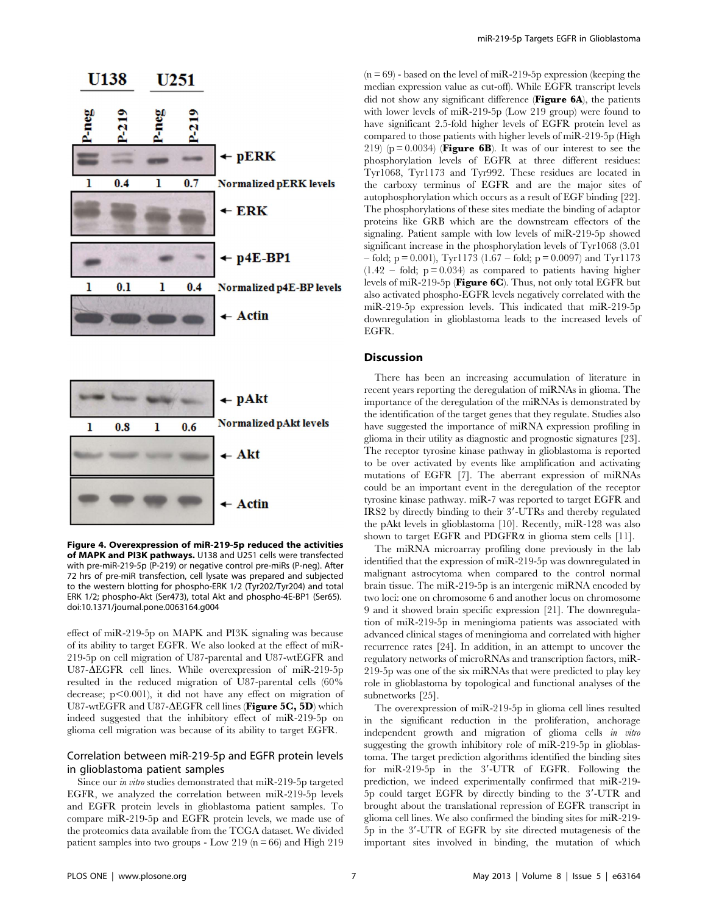Figure 4. Overexpression of miR-219-5p reduced the activities of MAPK and PI3K pathways. U138 and U251 cells were transfected with pre-miR-219-5p (P-219) or negative control pre-miRs (P-neg). After 72 hrs of pre-miR transfection, cell lysate was prepared and subjected to the western blotting for phospho-ERK 1/2 (Tyr202/Tyr204) and total ERK 1/2; phospho-Akt (Ser473), total Akt and phospho-4E-BP1 (Ser65). doi:10.1371/journal.pone.0063164.g004

effect of miR-219-5p on MAPK and PI3K signaling was because of its ability to target EGFR. We also looked at the effect of miR-219-5p on cell migration of U87-parental and U87-wtEGFR and U87-ΔEGFR cell lines. While overexpression of miR-219-5p resulted in the reduced migration of U87-parental cells (60% decrease; $p<0.001$), it did not have any effect on migration of U87-wtEGFR and U87-ΔEGFR cell lines (**Figure 5C, 5D**) which indeed suggested that the inhibitory effect of miR-219-5p on glioma cell migration was because of its ability to target EGFR.

## Correlation between miR-219-5p and EGFR protein levels in glioblastoma patient samples

Since our *in vitro* studies demonstrated that miR-219-5p targeted EGFR, we analyzed the correlation between miR-219-5p levels and EGFR protein levels in glioblastoma patient samples. To compare miR-219-5p and EGFR protein levels, we made use of the proteomics data available from the TCGA dataset. We divided patient samples into two groups - Low 219 (n = 66) and High 219 (n = 69) - based on the level of miR-219-5p expression (keeping the median expression value as cut-off). While EGFR transcript levels did not show any significant difference (**Figure 6A**), the patients with lower levels of miR-219-5p (Low 219 group) were found to have significant 2.5-fold higher levels of EGFR protein level as compared to those patients with higher levels of miR-219-5p (High 219) (p = 0.0034) (**Figure 6B**). It was of our interest to see the phosphorylation levels of EGFR at three different residues: Tyr1068, Tyr1173 and Tyr992. These residues are located in the carboxy terminus of EGFR and are the major sites of autophosphorylation which occurs as a result of EGF binding [22]. The phosphorylations of these sites mediate the binding of adaptor proteins like GRB which are the downstream effectors of the signaling. Patient sample with low levels of miR-219-5p showed significant increase in the phosphorylation levels of Tyr1068 (3.01 – fold; p = 0.001), Tyr1173 (1.67 – fold; p = 0.0097) and Tyr1173 (1.42 – fold; p = 0.034) as compared to patients having higher levels of miR-219-5p (**Figure 6C**). Thus, not only total EGFR but also activated phospho-EGFR levels negatively correlated with the miR-219-5p expression levels. This indicated that miR-219-5p downregulation in glioblastoma leads to the increased levels of EGFR.

## Discussion

There has been an increasing accumulation of literature in recent years reporting the deregulation of miRNAs in glioma. The importance of the deregulation of the miRNAs is demonstrated by the identification of the target genes that they regulate. Studies also have suggested the importance of miRNA expression profiling in glioma in their utility as diagnostic and prognostic signatures [23]. The receptor tyrosine kinase pathway in glioblastoma is reported to be over activated by events like amplification and activating mutations of EGFR [7]. The aberrant expression of miRNAs could be an important event in the deregulation of the receptor tyrosine kinase pathway. miR-7 was reported to target EGFR and IRS2 by directly binding to their 3′-UTRs and thereby regulated the pAkt levels in glioblastoma [10]. Recently, miR-128 was also shown to target EGFR and PDGFRα in glioma stem cells [11].

The miRNA microarray profiling done previously in the lab identified that the expression of miR-219-5p was downregulated in malignant astrocytoma when compared to the control normal brain tissue. The miR-219-5p is an intergenic miRNA encoded by two loci: one on chromosome 6 and another locus on chromosome 9 and it showed brain specific expression [21]. The downregulation of miR-219-5p in meningioma patients was associated with advanced clinical stages of meningioma and correlated with higher recurrence rates [24]. In addition, in an attempt to uncover the regulatory networks of microRNAs and transcription factors, miR-219-5p was one of the six miRNAs that were predicted to play key role in glioblastoma by topological and functional analyses of the subnetworks [25].

The overexpression of miR-219-5p in glioma cell lines resulted in the significant reduction in the proliferation, anchorage independent growth and migration of glioma cells *in vitro* suggesting the growth inhibitory role of miR-219-5p in glioblastoma. The target prediction algorithms identified the binding sites for miR-219-5p in the 3′-UTR of EGFR. Following the prediction, we indeed experimentally confirmed that miR-219-5p could target EGFR by directly binding to the 3′-UTR and brought about the translational repression of EGFR transcript in glioma cell lines. We also confirmed the binding sites for miR-219-5p in the 3′-UTR of EGFR by site directed mutagenesis of the important sites involved in binding, the mutation of which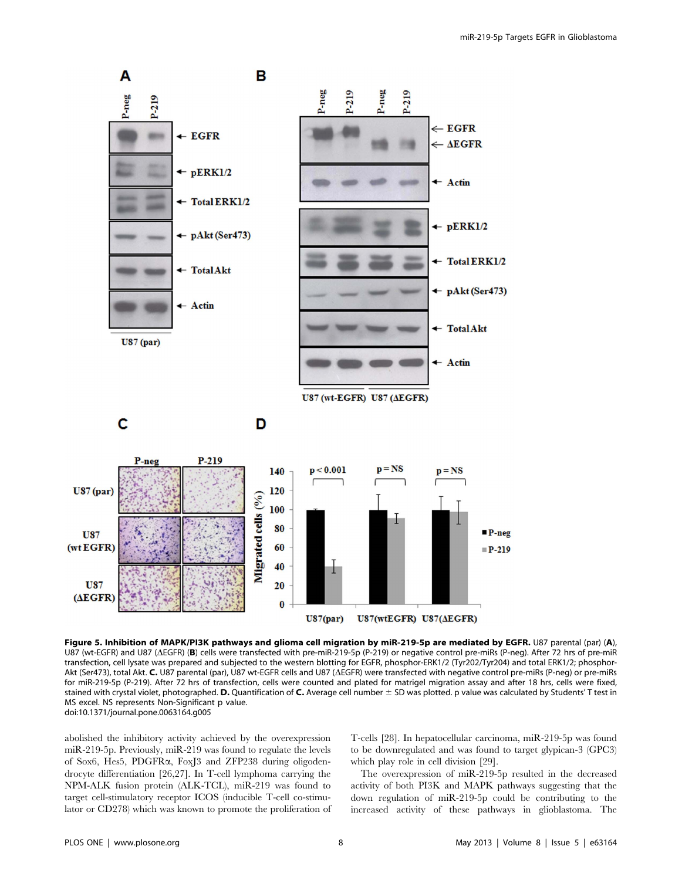**Figure 5. Inhibition of MAPK/PI3K pathways and glioma cell migration by miR-219-5p are mediated by EGFR.** U87 parental (par) (**A**), U87 (wt-EGFR) and U87 (ΔEGFR) (**B**) cells were transfected with pre-miR-219-5p (P-219) or negative control pre-miRs (P-neg). After 72 hrs of pre-miR transfection, cell lysate was prepared and subjected to the western blotting for EGFR, phosphor-ERK1/2 (Tyr202/Tyr204) and total ERK1/2; phosphor-Akt (Ser473), total Akt. **C.** U87 parental (par), U87 wt-EGFR cells and U87 (ΔEGFR) were transfected with negative control pre-miRs (P-neg) or pre-miRs for miR-219-5p (P-219). After 72 hrs of transfection, cells were counted and plated for matrigel migration assay and after 18 hrs, cells were fixed, stained with crystal violet, photographed. **D.** Quantification of **C.** Average cell number ± SD was plotted. p value was calculated by Students' T test in MS excel. NS represents Non-Significant p value.
doi:10.1371/journal.pone.0063164.g005

abolished the inhibitory activity achieved by the overexpression miR-219-5p. Previously, miR-219 was found to regulate the levels of Sox6, Hes5, PDGFRα, FoxJ3 and ZFP238 during oligodendrocyte differentiation [26,27]. In T-cell lymphoma carrying the NPM-ALK fusion protein (ALK-TCL), miR-219 was found to target cell-stimulatory receptor ICOS (inducible T-cell co-stimulator or CD278) which was known to promote the proliferation of T-cells [28]. In hepatocellular carcinoma, miR-219-5p was found to be downregulated and was found to target glypican-3 (GPC3) which play role in cell division [29].

The overexpression of miR-219-5p resulted in the decreased activity of both PI3K and MAPK pathways suggesting that the down regulation of miR-219-5p could be contributing to the increased activity of these pathways in glioblastoma. The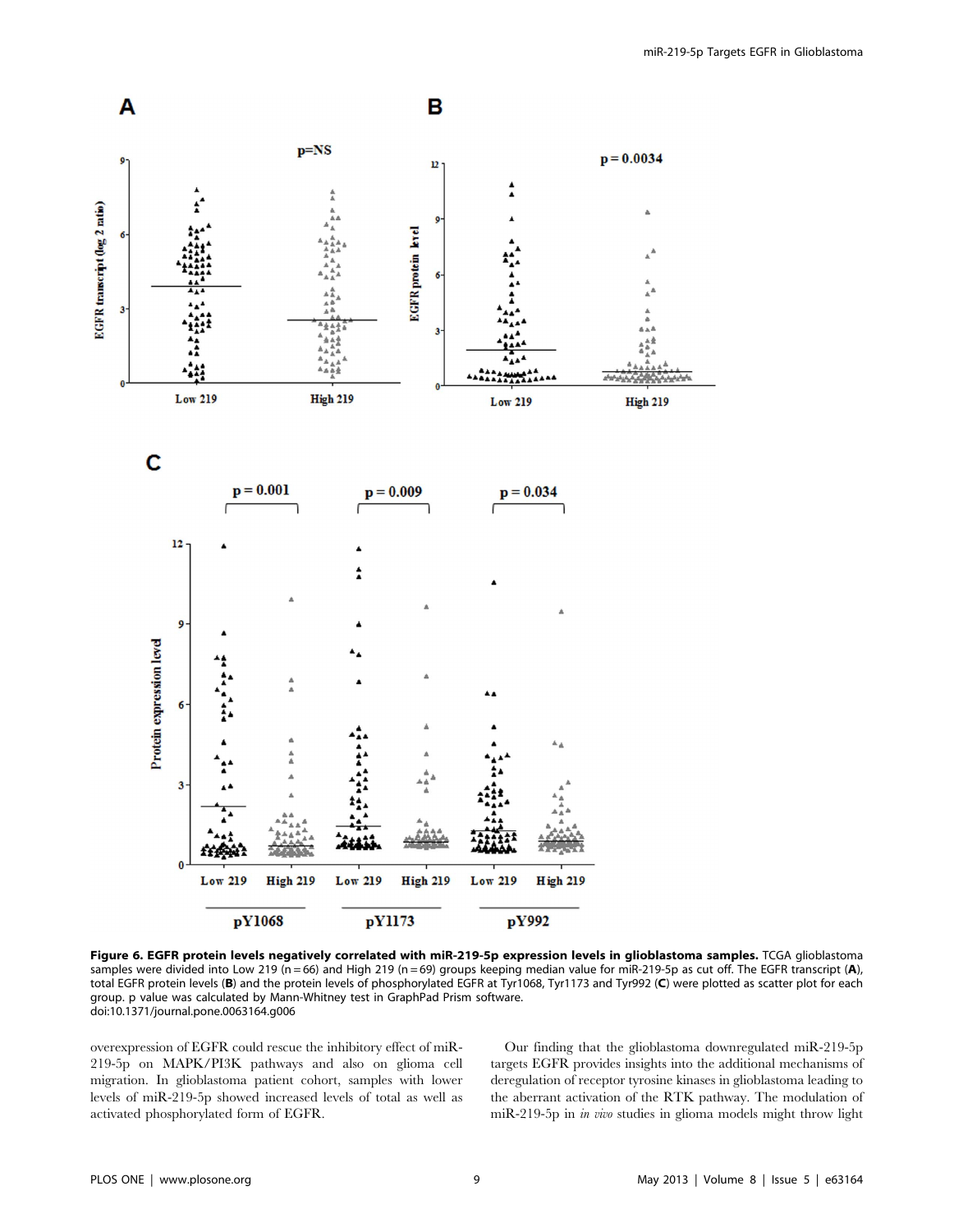**Figure 6. EGFR protein levels negatively correlated with miR-219-5p expression levels in glioblastoma samples.** TCGA glioblastoma samples were divided into Low 219 (n = 66) and High 219 (n = 69) groups keeping median value for miR-219-5p as cut off. The EGFR transcript (**A**), total EGFR protein levels (**B**) and the protein levels of phosphorylated EGFR at Tyr1068, Tyr1173 and Tyr992 (**C**) were plotted as scatter plot for each group. p value was calculated by Mann-Whitney test in GraphPad Prism software.
doi:10.1371/journal.pone.0063164.g006

overexpression of EGFR could rescue the inhibitory effect of miR-219-5p on MAPK/PI3K pathways and also on glioma cell migration. In glioblastoma patient cohort, samples with lower levels of miR-219-5p showed increased levels of total as well as activated phosphorylated form of EGFR.

Our finding that the glioblastoma downregulated miR-219-5p targets EGFR provides insights into the additional mechanisms of deregulation of receptor tyrosine kinases in glioblastoma leading to the aberrant activation of the RTK pathway. The modulation of miR-219-5p in *in vivo* studies in glioma models might throw light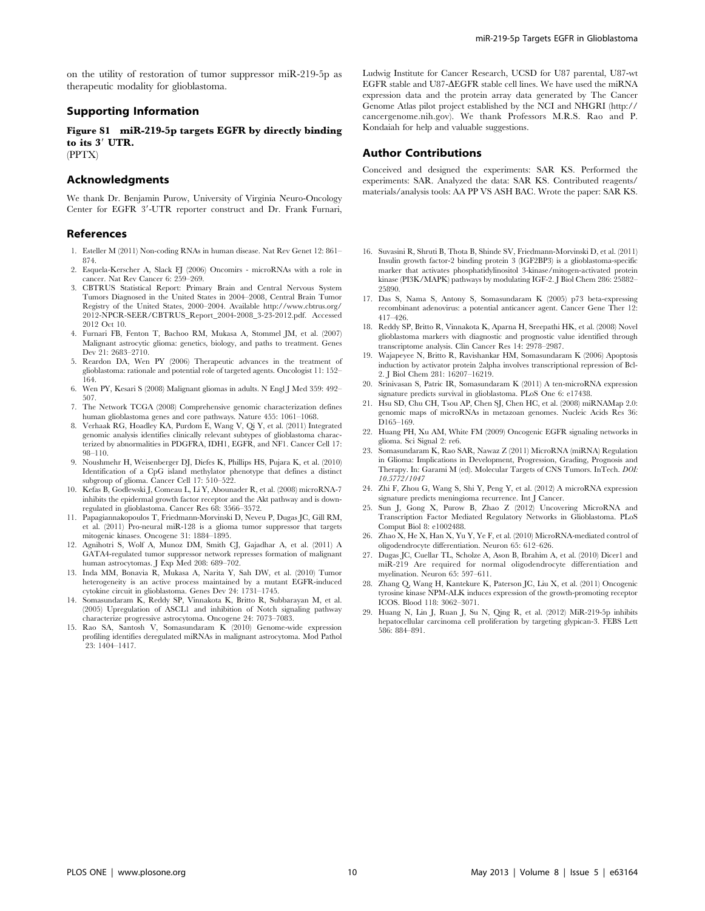on the utility of restoration of tumor suppressor miR-219-5p as therapeutic modality for glioblastoma.

## Supporting Information

**Figure S1 miR-219-5p targets EGFR by directly binding to its 3′ UTR.**
(PPTX)

## Acknowledgments

We thank Dr. Benjamin Purow, University of Virginia Neuro-Oncology Center for EGFR 3′-UTR reporter construct and Dr. Frank Furnari, Ludwig Institute for Cancer Research, UCSD for U87 parental, U87-wt EGFR stable and U87-ΔEGFR stable cell lines. We have used the miRNA expression data and the protein array data generated by The Cancer Genome Atlas pilot project established by the NCI and NHGRI (http://cancergenome.nih.gov). We thank Professors M.R.S. Rao and P. Kondaiah for help and valuable suggestions.

## Author Contributions

Conceived and designed the experiments: SAR KS. Performed the experiments: SAR. Analyzed the data: SAR KS. Contributed reagents/materials/analysis tools: AA PP VS ASH BAC. Wrote the paper: SAR KS.

## References

1. Esteller M (2011) Non-coding RNAs in human disease. Nat Rev Genet 12: 861–874.
2. Esquela-Kerscher A, Slack FJ (2006) Oncomirs - microRNAs with a role in cancer. Nat Rev Cancer 6: 259–269.
3. CBTRUS Statistical Report: Primary Brain and Central Nervous System Tumors Diagnosed in the United States in 2004–2008, Central Brain Tumor Registry of the United States, 2000–2004. Available http://www.cbtrus.org/2012-NPCR-SEER/CBTRUS_Report_2004-2008_3-23-2012.pdf. Accessed 2012 Oct 10.
4. Furnari FB, Fenton T, Bachoo RM, Mukasa A, Stommel JM, et al. (2007) Malignant astrocytic glioma: genetics, biology, and paths to treatment. Genes Dev 21: 2683–2710.
5. Reardon DA, Wen PY (2006) Therapeutic advances in the treatment of glioblastoma: rationale and potential role of targeted agents. Oncologist 11: 152–164.
6. Wen PY, Kesari S (2008) Malignant gliomas in adults. N Engl J Med 359: 492–507.
7. The Network TCGA (2008) Comprehensive genomic characterization defines human glioblastoma genes and core pathways. Nature 455: 1061–1068.
8. Verhaak RG, Hoadley KA, Purdom E, Wang V, Qi Y, et al. (2011) Integrated genomic analysis identifies clinically relevant subtypes of glioblastoma characterized by abnormalities in PDGFRA, IDH1, EGFR, and NF1. Cancer Cell 17: 98–110.
9. Noushmehr H, Weisenberger DJ, Diefes K, Phillips HS, Pujara K, et al. (2010) Identification of a CpG island methylator phenotype that defines a distinct subgroup of glioma. Cancer Cell 17: 510–522.
10. Kefas B, Godlewski J, Comeau L, Li Y, Abounader R, et al. (2008) microRNA-7 inhibits the epidermal growth factor receptor and the Akt pathway and is down-regulated in glioblastoma. Cancer Res 68: 3566–3572.
11. Papagiannakopoulos T, Friedmann-Morvinski D, Neveu P, Dugas JC, Gill RM, et al. (2011) Pro-neural miR-128 is a glioma tumor suppressor that targets mitogenic kinases. Oncogene 31: 1884–1895.
12. Agnihotri S, Wolf A, Munoz DM, Smith CJ, Gajadhar A, et al. (2011) A GATA4-regulated tumor suppressor network represses formation of malignant human astrocytomas. J Exp Med 208: 689–702.
13. Inda MM, Bonavia R, Mukasa A, Narita Y, Sah DW, et al. (2010) Tumor heterogeneity is an active process maintained by a mutant EGFR-induced cytokine circuit in glioblastoma. Genes Dev 24: 1731–1745.
14. Somasundaram K, Reddy SP, Vinnakota K, Britto R, Subbarayan M, et al. (2005) Upregulation of ASCL1 and inhibition of Notch signaling pathway characterize progressive astrocytoma. Oncogene 24: 7073–7083.
15. Rao SA, Santosh V, Somasundaram K (2010) Genome-wide expression profiling identifies deregulated miRNAs in malignant astrocytoma. Mod Pathol 23: 1404–1417.
16. Suvasini R, Shruti B, Thota B, Shinde SV, Friedmann-Morvinski D, et al. (2011) Insulin growth factor-2 binding protein 3 (IGF2BP3) is a glioblastoma-specific marker that activates phosphatidylinositol 3-kinase/mitogen-activated protein kinase (PI3K/MAPK) pathways by modulating IGF-2. J Biol Chem 286: 25882–25890.
17. Das S, Nama S, Antony S, Somasundaram K (2005) p73 beta-expressing recombinant adenovirus: a potential anticancer agent. Cancer Gene Ther 12: 417–426.
18. Reddy SP, Britto R, Vinnakota K, Aparna H, Sreepathi HK, et al. (2008) Novel glioblastoma markers with diagnostic and prognostic value identified through transcriptome analysis. Clin Cancer Res 14: 2978–2987.
19. Wajapeyee N, Britto R, Ravishankar HM, Somasundaram K (2006) Apoptosis induction by activator protein 2alpha involves transcriptional repression of Bcl-2. J Biol Chem 281: 16207–16219.
20. Srinivasan S, Patric IR, Somasundaram K (2011) A ten-microRNA expression signature predicts survival in glioblastoma. PLoS One 6: e17438.
21. Hsu SD, Chu CH, Tsou AP, Chen SJ, Chen HC, et al. (2008) miRNAMap 2.0: genomic maps of microRNAs in metazoan genomes. Nucleic Acids Res 36: D165–169.
22. Huang PH, Xu AM, White FM (2009) Oncogenic EGFR signaling networks in glioma. Sci Signal 2: re6.
23. Somasundaram K, Rao SAR, Nawaz Z (2011) MicroRNA (miRNA) Regulation in Glioma: Implications in Development, Progression, Grading, Prognosis and Therapy. In: Garami M (ed). Molecular Targets of CNS Tumors. InTech. *DOI: 10.5772/1047*
24. Zhi F, Zhou G, Wang S, Shi Y, Peng Y, et al. (2012) A microRNA expression signature predicts meningioma recurrence. Int J Cancer.
25. Sun J, Gong X, Purow B, Zhao Z (2012) Uncovering MicroRNA and Transcription Factor Mediated Regulatory Networks in Glioblastoma. PLoS Comput Biol 8: e1002488.
26. Zhao X, He X, Han X, Yu Y, Ye F, et al. (2010) MicroRNA-mediated control of oligodendrocyte differentiation. Neuron 65: 612–626.
27. Dugas JC, Cuellar TL, Scholze A, Ason B, Ibrahim A, et al. (2010) Dicer1 and miR-219 Are required for normal oligodendrocyte differentiation and myelination. Neuron 65: 597–611.
28. Zhang Q, Wang H, Kantekure K, Paterson JC, Liu X, et al. (2011) Oncogenic tyrosine kinase NPM-ALK induces expression of the growth-promoting receptor ICOS. Blood 118: 3062–3071.
29. Huang N, Lin J, Ruan J, Su N, Qing R, et al. (2012) MiR-219-5p inhibits hepatocellular carcinoma cell proliferation by targeting glypican-3. FEBS Lett 586: 884–891.